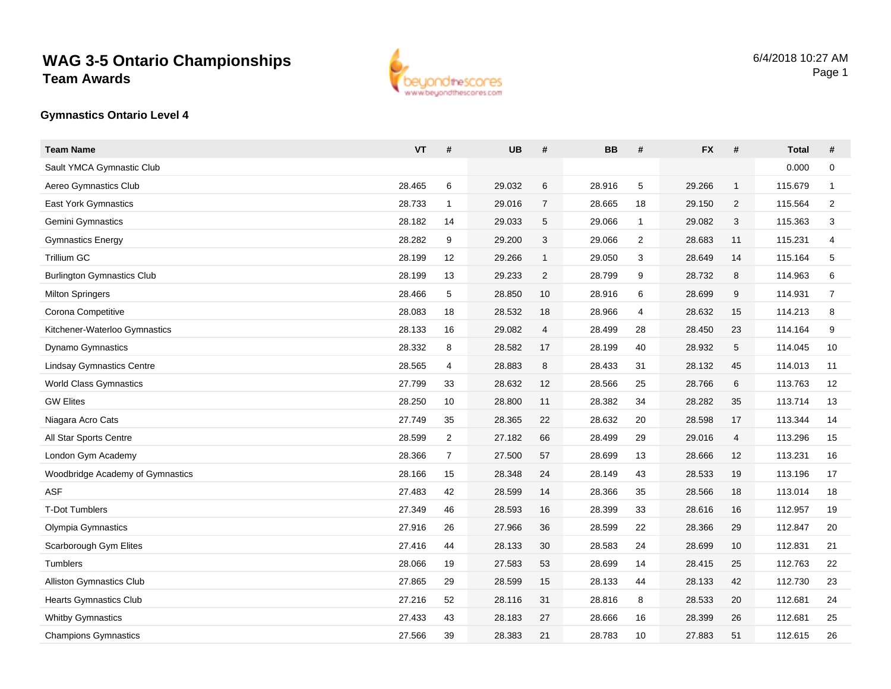# WAG 3-5 Ontario Championships
## Team Awards

6/4/2018 10:27 AM

### Gymnastics Ontario Level 4

| Team Name | VT | # | UB | # | BB | # | FX | # | Total | # |
|---|---|---|---|---|---|---|---|---|---|---|
| Sault YMCA Gymnastic Club | | | | | | | | | 0.000 | 0 |
| Aereo Gymnastics Club | 28.465 | 6 | 29.032 | 6 | 28.916 | 5 | 29.266 | 1 | 115.679 | 1 |
| East York Gymnastics | 28.733 | 1 | 29.016 | 7 | 28.665 | 18 | 29.150 | 2 | 115.564 | 2 |
| Gemini Gymnastics | 28.182 | 14 | 29.033 | 5 | 29.066 | 1 | 29.082 | 3 | 115.363 | 3 |
| Gymnastics Energy | 28.282 | 9 | 29.200 | 3 | 29.066 | 2 | 28.683 | 11 | 115.231 | 4 |
| Trillium GC | 28.199 | 12 | 29.266 | 1 | 29.050 | 3 | 28.649 | 14 | 115.164 | 5 |
| Burlington Gymnastics Club | 28.199 | 13 | 29.233 | 2 | 28.799 | 9 | 28.732 | 8 | 114.963 | 6 |
| Milton Springers | 28.466 | 5 | 28.850 | 10 | 28.916 | 6 | 28.699 | 9 | 114.931 | 7 |
| Corona Competitive | 28.083 | 18 | 28.532 | 18 | 28.966 | 4 | 28.632 | 15 | 114.213 | 8 |
| Kitchener-Waterloo Gymnastics | 28.133 | 16 | 29.082 | 4 | 28.499 | 28 | 28.450 | 23 | 114.164 | 9 |
| Dynamo Gymnastics | 28.332 | 8 | 28.582 | 17 | 28.199 | 40 | 28.932 | 5 | 114.045 | 10 |
| Lindsay Gymnastics Centre | 28.565 | 4 | 28.883 | 8 | 28.433 | 31 | 28.132 | 45 | 114.013 | 11 |
| World Class Gymnastics | 27.799 | 33 | 28.632 | 12 | 28.566 | 25 | 28.766 | 6 | 113.763 | 12 |
| GW Elites | 28.250 | 10 | 28.800 | 11 | 28.382 | 34 | 28.282 | 35 | 113.714 | 13 |
| Niagara Acro Cats | 27.749 | 35 | 28.365 | 22 | 28.632 | 20 | 28.598 | 17 | 113.344 | 14 |
| All Star Sports Centre | 28.599 | 2 | 27.182 | 66 | 28.499 | 29 | 29.016 | 4 | 113.296 | 15 |
| London Gym Academy | 28.366 | 7 | 27.500 | 57 | 28.699 | 13 | 28.666 | 12 | 113.231 | 16 |
| Woodbridge Academy of Gymnastics | 28.166 | 15 | 28.348 | 24 | 28.149 | 43 | 28.533 | 19 | 113.196 | 17 |
| ASF | 27.483 | 42 | 28.599 | 14 | 28.366 | 35 | 28.566 | 18 | 113.014 | 18 |
| T-Dot Tumblers | 27.349 | 46 | 28.593 | 16 | 28.399 | 33 | 28.616 | 16 | 112.957 | 19 |
| Olympia Gymnastics | 27.916 | 26 | 27.966 | 36 | 28.599 | 22 | 28.366 | 29 | 112.847 | 20 |
| Scarborough Gym Elites | 27.416 | 44 | 28.133 | 30 | 28.583 | 24 | 28.699 | 10 | 112.831 | 21 |
| Tumblers | 28.066 | 19 | 27.583 | 53 | 28.699 | 14 | 28.415 | 25 | 112.763 | 22 |
| Alliston Gymnastics Club | 27.865 | 29 | 28.599 | 15 | 28.133 | 44 | 28.133 | 42 | 112.730 | 23 |
| Hearts Gymnastics Club | 27.216 | 52 | 28.116 | 31 | 28.816 | 8 | 28.533 | 20 | 112.681 | 24 |
| Whitby Gymnastics | 27.433 | 43 | 28.183 | 27 | 28.666 | 16 | 28.399 | 26 | 112.681 | 25 |
| Champions Gymnastics | 27.566 | 39 | 28.383 | 21 | 28.783 | 10 | 27.883 | 51 | 112.615 | 26 |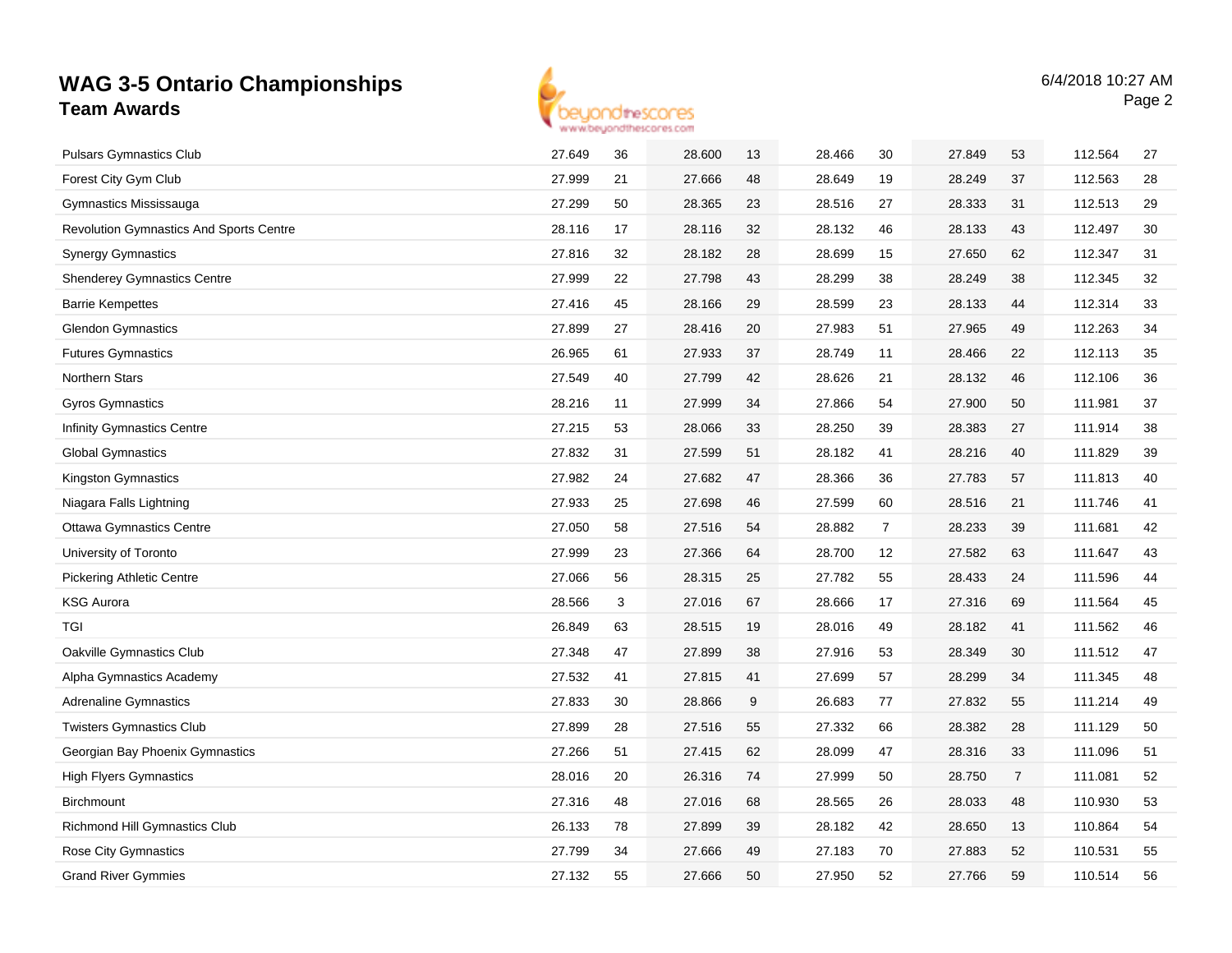# WAG 3-5 Ontario Championships

## Team Awards

6/4/2018 10:27 AM

| Team | | | | | | | | | Total | Rank |
|---|---|---|---|---|---|---|---|---|---|---|
| Pulsars Gymnastics Club | 27.649 | 36 | 28.600 | 13 | 28.466 | 30 | 27.849 | 53 | 112.564 | 27 |
| Forest City Gym Club | 27.999 | 21 | 27.666 | 48 | 28.649 | 19 | 28.249 | 37 | 112.563 | 28 |
| Gymnastics Mississauga | 27.299 | 50 | 28.365 | 23 | 28.516 | 27 | 28.333 | 31 | 112.513 | 29 |
| Revolution Gymnastics And Sports Centre | 28.116 | 17 | 28.116 | 32 | 28.132 | 46 | 28.133 | 43 | 112.497 | 30 |
| Synergy Gymnastics | 27.816 | 32 | 28.182 | 28 | 28.699 | 15 | 27.650 | 62 | 112.347 | 31 |
| Shenderey Gymnastics Centre | 27.999 | 22 | 27.798 | 43 | 28.299 | 38 | 28.249 | 38 | 112.345 | 32 |
| Barrie Kempettes | 27.416 | 45 | 28.166 | 29 | 28.599 | 23 | 28.133 | 44 | 112.314 | 33 |
| Glendon Gymnastics | 27.899 | 27 | 28.416 | 20 | 27.983 | 51 | 27.965 | 49 | 112.263 | 34 |
| Futures Gymnastics | 26.965 | 61 | 27.933 | 37 | 28.749 | 11 | 28.466 | 22 | 112.113 | 35 |
| Northern Stars | 27.549 | 40 | 27.799 | 42 | 28.626 | 21 | 28.132 | 46 | 112.106 | 36 |
| Gyros Gymnastics | 28.216 | 11 | 27.999 | 34 | 27.866 | 54 | 27.900 | 50 | 111.981 | 37 |
| Infinity Gymnastics Centre | 27.215 | 53 | 28.066 | 33 | 28.250 | 39 | 28.383 | 27 | 111.914 | 38 |
| Global Gymnastics | 27.832 | 31 | 27.599 | 51 | 28.182 | 41 | 28.216 | 40 | 111.829 | 39 |
| Kingston Gymnastics | 27.982 | 24 | 27.682 | 47 | 28.366 | 36 | 27.783 | 57 | 111.813 | 40 |
| Niagara Falls Lightning | 27.933 | 25 | 27.698 | 46 | 27.599 | 60 | 28.516 | 21 | 111.746 | 41 |
| Ottawa Gymnastics Centre | 27.050 | 58 | 27.516 | 54 | 28.882 | 7 | 28.233 | 39 | 111.681 | 42 |
| University of Toronto | 27.999 | 23 | 27.366 | 64 | 28.700 | 12 | 27.582 | 63 | 111.647 | 43 |
| Pickering Athletic Centre | 27.066 | 56 | 28.315 | 25 | 27.782 | 55 | 28.433 | 24 | 111.596 | 44 |
| KSG Aurora | 28.566 | 3 | 27.016 | 67 | 28.666 | 17 | 27.316 | 69 | 111.564 | 45 |
| TGI | 26.849 | 63 | 28.515 | 19 | 28.016 | 49 | 28.182 | 41 | 111.562 | 46 |
| Oakville Gymnastics Club | 27.348 | 47 | 27.899 | 38 | 27.916 | 53 | 28.349 | 30 | 111.512 | 47 |
| Alpha Gymnastics Academy | 27.532 | 41 | 27.815 | 41 | 27.699 | 57 | 28.299 | 34 | 111.345 | 48 |
| Adrenaline Gymnastics | 27.833 | 30 | 28.866 | 9 | 26.683 | 77 | 27.832 | 55 | 111.214 | 49 |
| Twisters Gymnastics Club | 27.899 | 28 | 27.516 | 55 | 27.332 | 66 | 28.382 | 28 | 111.129 | 50 |
| Georgian Bay Phoenix Gymnastics | 27.266 | 51 | 27.415 | 62 | 28.099 | 47 | 28.316 | 33 | 111.096 | 51 |
| High Flyers Gymnastics | 28.016 | 20 | 26.316 | 74 | 27.999 | 50 | 28.750 | 7 | 111.081 | 52 |
| Birchmount | 27.316 | 48 | 27.016 | 68 | 28.565 | 26 | 28.033 | 48 | 110.930 | 53 |
| Richmond Hill Gymnastics Club | 26.133 | 78 | 27.899 | 39 | 28.182 | 42 | 28.650 | 13 | 110.864 | 54 |
| Rose City Gymnastics | 27.799 | 34 | 27.666 | 49 | 27.183 | 70 | 27.883 | 52 | 110.531 | 55 |
| Grand River Gymmies | 27.132 | 55 | 27.666 | 50 | 27.950 | 52 | 27.766 | 59 | 110.514 | 56 |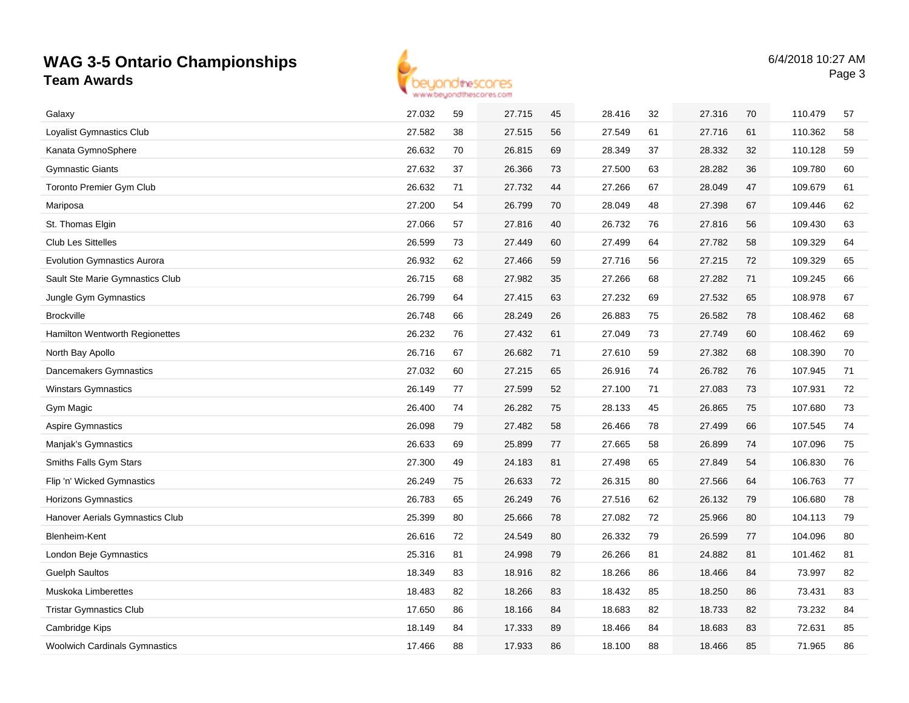# WAG 3-5 Ontario Championships

## Team Awards

6/4/2018 10:27 AM

| | | | | | | | | | | |
|---|---|---|---|---|---|---|---|---|---|---|
| Galaxy | 27.032 | 59 | 27.715 | 45 | 28.416 | 32 | 27.316 | 70 | 110.479 | 57 |
| Loyalist Gymnastics Club | 27.582 | 38 | 27.515 | 56 | 27.549 | 61 | 27.716 | 61 | 110.362 | 58 |
| Kanata GymnoSphere | 26.632 | 70 | 26.815 | 69 | 28.349 | 37 | 28.332 | 32 | 110.128 | 59 |
| Gymnastic Giants | 27.632 | 37 | 26.366 | 73 | 27.500 | 63 | 28.282 | 36 | 109.780 | 60 |
| Toronto Premier Gym Club | 26.632 | 71 | 27.732 | 44 | 27.266 | 67 | 28.049 | 47 | 109.679 | 61 |
| Mariposa | 27.200 | 54 | 26.799 | 70 | 28.049 | 48 | 27.398 | 67 | 109.446 | 62 |
| St. Thomas Elgin | 27.066 | 57 | 27.816 | 40 | 26.732 | 76 | 27.816 | 56 | 109.430 | 63 |
| Club Les Sittelles | 26.599 | 73 | 27.449 | 60 | 27.499 | 64 | 27.782 | 58 | 109.329 | 64 |
| Evolution Gymnastics Aurora | 26.932 | 62 | 27.466 | 59 | 27.716 | 56 | 27.215 | 72 | 109.329 | 65 |
| Sault Ste Marie Gymnastics Club | 26.715 | 68 | 27.982 | 35 | 27.266 | 68 | 27.282 | 71 | 109.245 | 66 |
| Jungle Gym Gymnastics | 26.799 | 64 | 27.415 | 63 | 27.232 | 69 | 27.532 | 65 | 108.978 | 67 |
| Brockville | 26.748 | 66 | 28.249 | 26 | 26.883 | 75 | 26.582 | 78 | 108.462 | 68 |
| Hamilton Wentworth Regionettes | 26.232 | 76 | 27.432 | 61 | 27.049 | 73 | 27.749 | 60 | 108.462 | 69 |
| North Bay Apollo | 26.716 | 67 | 26.682 | 71 | 27.610 | 59 | 27.382 | 68 | 108.390 | 70 |
| Dancemakers Gymnastics | 27.032 | 60 | 27.215 | 65 | 26.916 | 74 | 26.782 | 76 | 107.945 | 71 |
| Winstars Gymnastics | 26.149 | 77 | 27.599 | 52 | 27.100 | 71 | 27.083 | 73 | 107.931 | 72 |
| Gym Magic | 26.400 | 74 | 26.282 | 75 | 28.133 | 45 | 26.865 | 75 | 107.680 | 73 |
| Aspire Gymnastics | 26.098 | 79 | 27.482 | 58 | 26.466 | 78 | 27.499 | 66 | 107.545 | 74 |
| Manjak's Gymnastics | 26.633 | 69 | 25.899 | 77 | 27.665 | 58 | 26.899 | 74 | 107.096 | 75 |
| Smiths Falls Gym Stars | 27.300 | 49 | 24.183 | 81 | 27.498 | 65 | 27.849 | 54 | 106.830 | 76 |
| Flip 'n' Wicked Gymnastics | 26.249 | 75 | 26.633 | 72 | 26.315 | 80 | 27.566 | 64 | 106.763 | 77 |
| Horizons Gymnastics | 26.783 | 65 | 26.249 | 76 | 27.516 | 62 | 26.132 | 79 | 106.680 | 78 |
| Hanover Aerials Gymnastics Club | 25.399 | 80 | 25.666 | 78 | 27.082 | 72 | 25.966 | 80 | 104.113 | 79 |
| Blenheim-Kent | 26.616 | 72 | 24.549 | 80 | 26.332 | 79 | 26.599 | 77 | 104.096 | 80 |
| London Beje Gymnastics | 25.316 | 81 | 24.998 | 79 | 26.266 | 81 | 24.882 | 81 | 101.462 | 81 |
| Guelph Saultos | 18.349 | 83 | 18.916 | 82 | 18.266 | 86 | 18.466 | 84 | 73.997 | 82 |
| Muskoka Limberettes | 18.483 | 82 | 18.266 | 83 | 18.432 | 85 | 18.250 | 86 | 73.431 | 83 |
| Tristar Gymnastics Club | 17.650 | 86 | 18.166 | 84 | 18.683 | 82 | 18.733 | 82 | 73.232 | 84 |
| Cambridge Kips | 18.149 | 84 | 17.333 | 89 | 18.466 | 84 | 18.683 | 83 | 72.631 | 85 |
| Woolwich Cardinals Gymnastics | 17.466 | 88 | 17.933 | 86 | 18.100 | 88 | 18.466 | 85 | 71.965 | 86 |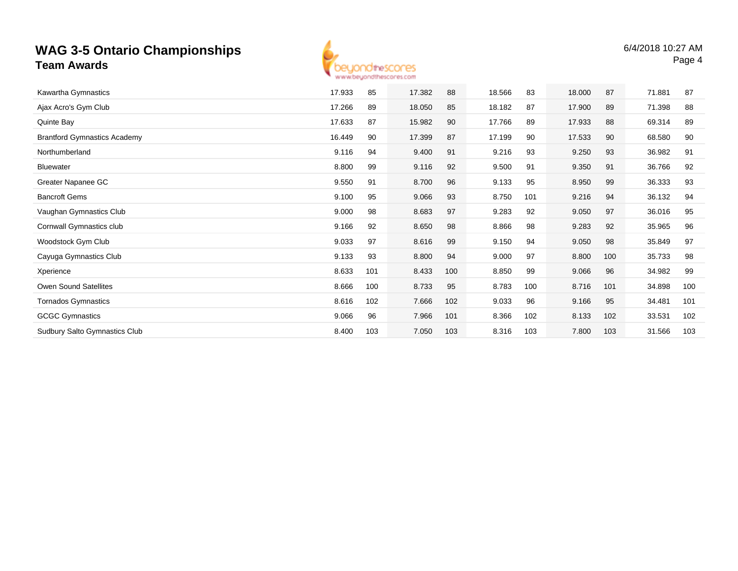# WAG 3-5 Ontario Championships

## Team Awards

| | | | | | | | | | | |
|---|---|---|---|---|---|---|---|---|---|---|
| Kawartha Gymnastics | 17.933 | 85 | 17.382 | 88 | 18.566 | 83 | 18.000 | 87 | 71.881 | 87 |
| Ajax Acro's Gym Club | 17.266 | 89 | 18.050 | 85 | 18.182 | 87 | 17.900 | 89 | 71.398 | 88 |
| Quinte Bay | 17.633 | 87 | 15.982 | 90 | 17.766 | 89 | 17.933 | 88 | 69.314 | 89 |
| Brantford Gymnastics Academy | 16.449 | 90 | 17.399 | 87 | 17.199 | 90 | 17.533 | 90 | 68.580 | 90 |
| Northumberland | 9.116 | 94 | 9.400 | 91 | 9.216 | 93 | 9.250 | 93 | 36.982 | 91 |
| Bluewater | 8.800 | 99 | 9.116 | 92 | 9.500 | 91 | 9.350 | 91 | 36.766 | 92 |
| Greater Napanee GC | 9.550 | 91 | 8.700 | 96 | 9.133 | 95 | 8.950 | 99 | 36.333 | 93 |
| Bancroft Gems | 9.100 | 95 | 9.066 | 93 | 8.750 | 101 | 9.216 | 94 | 36.132 | 94 |
| Vaughan Gymnastics Club | 9.000 | 98 | 8.683 | 97 | 9.283 | 92 | 9.050 | 97 | 36.016 | 95 |
| Cornwall Gymnastics club | 9.166 | 92 | 8.650 | 98 | 8.866 | 98 | 9.283 | 92 | 35.965 | 96 |
| Woodstock Gym Club | 9.033 | 97 | 8.616 | 99 | 9.150 | 94 | 9.050 | 98 | 35.849 | 97 |
| Cayuga Gymnastics Club | 9.133 | 93 | 8.800 | 94 | 9.000 | 97 | 8.800 | 100 | 35.733 | 98 |
| Xperience | 8.633 | 101 | 8.433 | 100 | 8.850 | 99 | 9.066 | 96 | 34.982 | 99 |
| Owen Sound Satellites | 8.666 | 100 | 8.733 | 95 | 8.783 | 100 | 8.716 | 101 | 34.898 | 100 |
| Tornados Gymnastics | 8.616 | 102 | 7.666 | 102 | 9.033 | 96 | 9.166 | 95 | 34.481 | 101 |
| GCGC Gymnastics | 9.066 | 96 | 7.966 | 101 | 8.366 | 102 | 8.133 | 102 | 33.531 | 102 |
| Sudbury Salto Gymnastics Club | 8.400 | 103 | 7.050 | 103 | 8.316 | 103 | 7.800 | 103 | 31.566 | 103 |